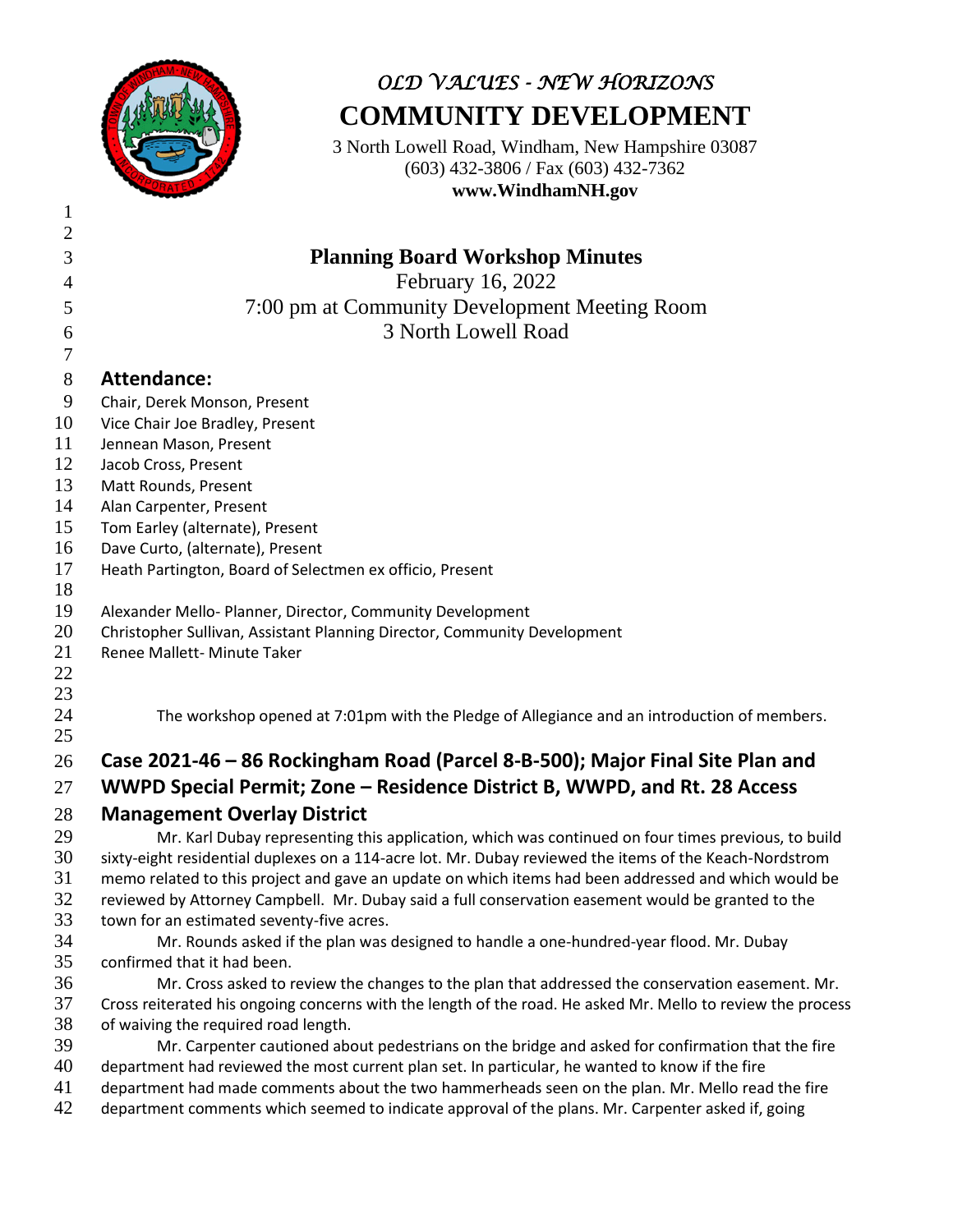*OLD VALUES - NEW HORIZONS*

**COMMUNITY DEVELOPMENT**

3 North Lowell Road, Windham, New Hampshire 03087
(603) 432-3806 / Fax (603) 432-7362
**www.WindhamNH.gov**

# Planning Board Workshop Minutes

February 16, 2022
7:00 pm at Community Development Meeting Room
3 North Lowell Road

## Attendance:

Chair, Derek Monson, Present
Vice Chair Joe Bradley, Present
Jennean Mason, Present
Jacob Cross, Present
Matt Rounds, Present
Alan Carpenter, Present
Tom Earley (alternate), Present
Dave Curto, (alternate), Present
Heath Partington, Board of Selectmen ex officio, Present

Alexander Mello- Planner, Director, Community Development
Christopher Sullivan, Assistant Planning Director, Community Development
Renee Mallett- Minute Taker

The workshop opened at 7:01pm with the Pledge of Allegiance and an introduction of members.

## Case 2021-46 – 86 Rockingham Road (Parcel 8-B-500); Major Final Site Plan and WWPD Special Permit; Zone – Residence District B, WWPD, and Rt. 28 Access Management Overlay District

Mr. Karl Dubay representing this application, which was continued on four times previous, to build sixty-eight residential duplexes on a 114-acre lot. Mr. Dubay reviewed the items of the Keach-Nordstrom memo related to this project and gave an update on which items had been addressed and which would be reviewed by Attorney Campbell. Mr. Dubay said a full conservation easement would be granted to the town for an estimated seventy-five acres.

Mr. Rounds asked if the plan was designed to handle a one-hundred-year flood. Mr. Dubay confirmed that it had been.

Mr. Cross asked to review the changes to the plan that addressed the conservation easement. Mr. Cross reiterated his ongoing concerns with the length of the road. He asked Mr. Mello to review the process of waiving the required road length.

Mr. Carpenter cautioned about pedestrians on the bridge and asked for confirmation that the fire department had reviewed the most current plan set. In particular, he wanted to know if the fire department had made comments about the two hammerheads seen on the plan. Mr. Mello read the fire department comments which seemed to indicate approval of the plans. Mr. Carpenter asked if, going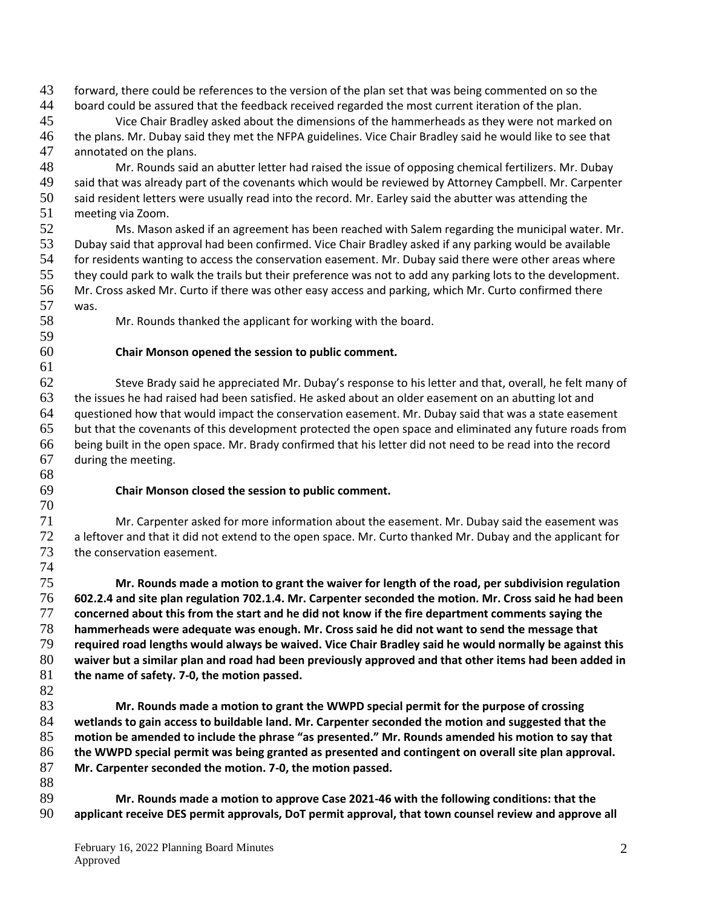forward, there could be references to the version of the plan set that was being commented on so the board could be assured that the feedback received regarded the most current iteration of the plan.

Vice Chair Bradley asked about the dimensions of the hammerheads as they were not marked on the plans. Mr. Dubay said they met the NFPA guidelines. Vice Chair Bradley said he would like to see that annotated on the plans.

Mr. Rounds said an abutter letter had raised the issue of opposing chemical fertilizers. Mr. Dubay said that was already part of the covenants which would be reviewed by Attorney Campbell. Mr. Carpenter said resident letters were usually read into the record. Mr. Earley said the abutter was attending the meeting via Zoom.

Ms. Mason asked if an agreement has been reached with Salem regarding the municipal water. Mr. Dubay said that approval had been confirmed. Vice Chair Bradley asked if any parking would be available for residents wanting to access the conservation easement. Mr. Dubay said there were other areas where they could park to walk the trails but their preference was not to add any parking lots to the development. Mr. Cross asked Mr. Curto if there was other easy access and parking, which Mr. Curto confirmed there was.

Mr. Rounds thanked the applicant for working with the board.

**Chair Monson opened the session to public comment.**

Steve Brady said he appreciated Mr. Dubay's response to his letter and that, overall, he felt many of the issues he had raised had been satisfied. He asked about an older easement on an abutting lot and questioned how that would impact the conservation easement. Mr. Dubay said that was a state easement but that the covenants of this development protected the open space and eliminated any future roads from being built in the open space. Mr. Brady confirmed that his letter did not need to be read into the record during the meeting.

**Chair Monson closed the session to public comment.**

Mr. Carpenter asked for more information about the easement. Mr. Dubay said the easement was a leftover and that it did not extend to the open space. Mr. Curto thanked Mr. Dubay and the applicant for the conservation easement.

**Mr. Rounds made a motion to grant the waiver for length of the road, per subdivision regulation 602.2.4 and site plan regulation 702.1.4. Mr. Carpenter seconded the motion. Mr. Cross said he had been concerned about this from the start and he did not know if the fire department comments saying the hammerheads were adequate was enough. Mr. Cross said he did not want to send the message that required road lengths would always be waived. Vice Chair Bradley said he would normally be against this waiver but a similar plan and road had been previously approved and that other items had been added in the name of safety. 7-0, the motion passed.**

**Mr. Rounds made a motion to grant the WWPD special permit for the purpose of crossing wetlands to gain access to buildable land. Mr. Carpenter seconded the motion and suggested that the motion be amended to include the phrase "as presented." Mr. Rounds amended his motion to say that the WWPD special permit was being granted as presented and contingent on overall site plan approval. Mr. Carpenter seconded the motion. 7-0, the motion passed.**

**Mr. Rounds made a motion to approve Case 2021-46 with the following conditions: that the applicant receive DES permit approvals, DoT permit approval, that town counsel review and approve all**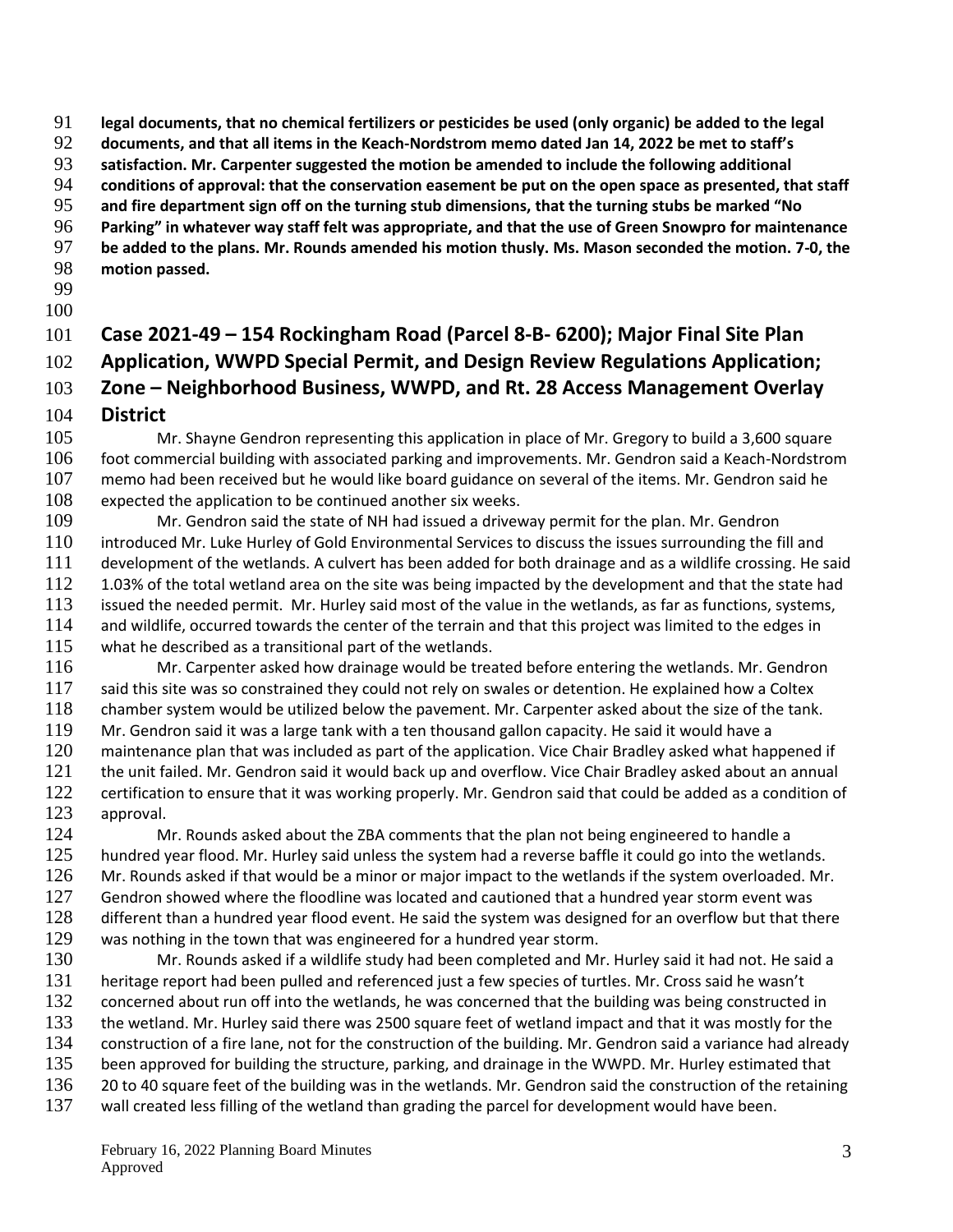**legal documents, that no chemical fertilizers or pesticides be used (only organic) be added to the legal documents, and that all items in the Keach-Nordstrom memo dated Jan 14, 2022 be met to staff's satisfaction. Mr. Carpenter suggested the motion be amended to include the following additional conditions of approval: that the conservation easement be put on the open space as presented, that staff and fire department sign off on the turning stub dimensions, that the turning stubs be marked "No Parking" in whatever way staff felt was appropriate, and that the use of Green Snowpro for maintenance be added to the plans. Mr. Rounds amended his motion thusly. Ms. Mason seconded the motion. 7-0, the motion passed.**

## Case 2021-49 – 154 Rockingham Road (Parcel 8-B- 6200); Major Final Site Plan Application, WWPD Special Permit, and Design Review Regulations Application; Zone – Neighborhood Business, WWPD, and Rt. 28 Access Management Overlay District

Mr. Shayne Gendron representing this application in place of Mr. Gregory to build a 3,600 square foot commercial building with associated parking and improvements. Mr. Gendron said a Keach-Nordstrom memo had been received but he would like board guidance on several of the items. Mr. Gendron said he expected the application to be continued another six weeks.

Mr. Gendron said the state of NH had issued a driveway permit for the plan. Mr. Gendron introduced Mr. Luke Hurley of Gold Environmental Services to discuss the issues surrounding the fill and development of the wetlands. A culvert has been added for both drainage and as a wildlife crossing. He said 1.03% of the total wetland area on the site was being impacted by the development and that the state had issued the needed permit. Mr. Hurley said most of the value in the wetlands, as far as functions, systems, and wildlife, occurred towards the center of the terrain and that this project was limited to the edges in what he described as a transitional part of the wetlands.

Mr. Carpenter asked how drainage would be treated before entering the wetlands. Mr. Gendron said this site was so constrained they could not rely on swales or detention. He explained how a Coltex chamber system would be utilized below the pavement. Mr. Carpenter asked about the size of the tank. Mr. Gendron said it was a large tank with a ten thousand gallon capacity. He said it would have a maintenance plan that was included as part of the application. Vice Chair Bradley asked what happened if the unit failed. Mr. Gendron said it would back up and overflow. Vice Chair Bradley asked about an annual certification to ensure that it was working properly. Mr. Gendron said that could be added as a condition of approval.

Mr. Rounds asked about the ZBA comments that the plan not being engineered to handle a hundred year flood. Mr. Hurley said unless the system had a reverse baffle it could go into the wetlands. Mr. Rounds asked if that would be a minor or major impact to the wetlands if the system overloaded. Mr. Gendron showed where the floodline was located and cautioned that a hundred year storm event was different than a hundred year flood event. He said the system was designed for an overflow but that there was nothing in the town that was engineered for a hundred year storm.

Mr. Rounds asked if a wildlife study had been completed and Mr. Hurley said it had not. He said a heritage report had been pulled and referenced just a few species of turtles. Mr. Cross said he wasn't concerned about run off into the wetlands, he was concerned that the building was being constructed in the wetland. Mr. Hurley said there was 2500 square feet of wetland impact and that it was mostly for the construction of a fire lane, not for the construction of the building. Mr. Gendron said a variance had already been approved for building the structure, parking, and drainage in the WWPD. Mr. Hurley estimated that 20 to 40 square feet of the building was in the wetlands. Mr. Gendron said the construction of the retaining wall created less filling of the wetland than grading the parcel for development would have been.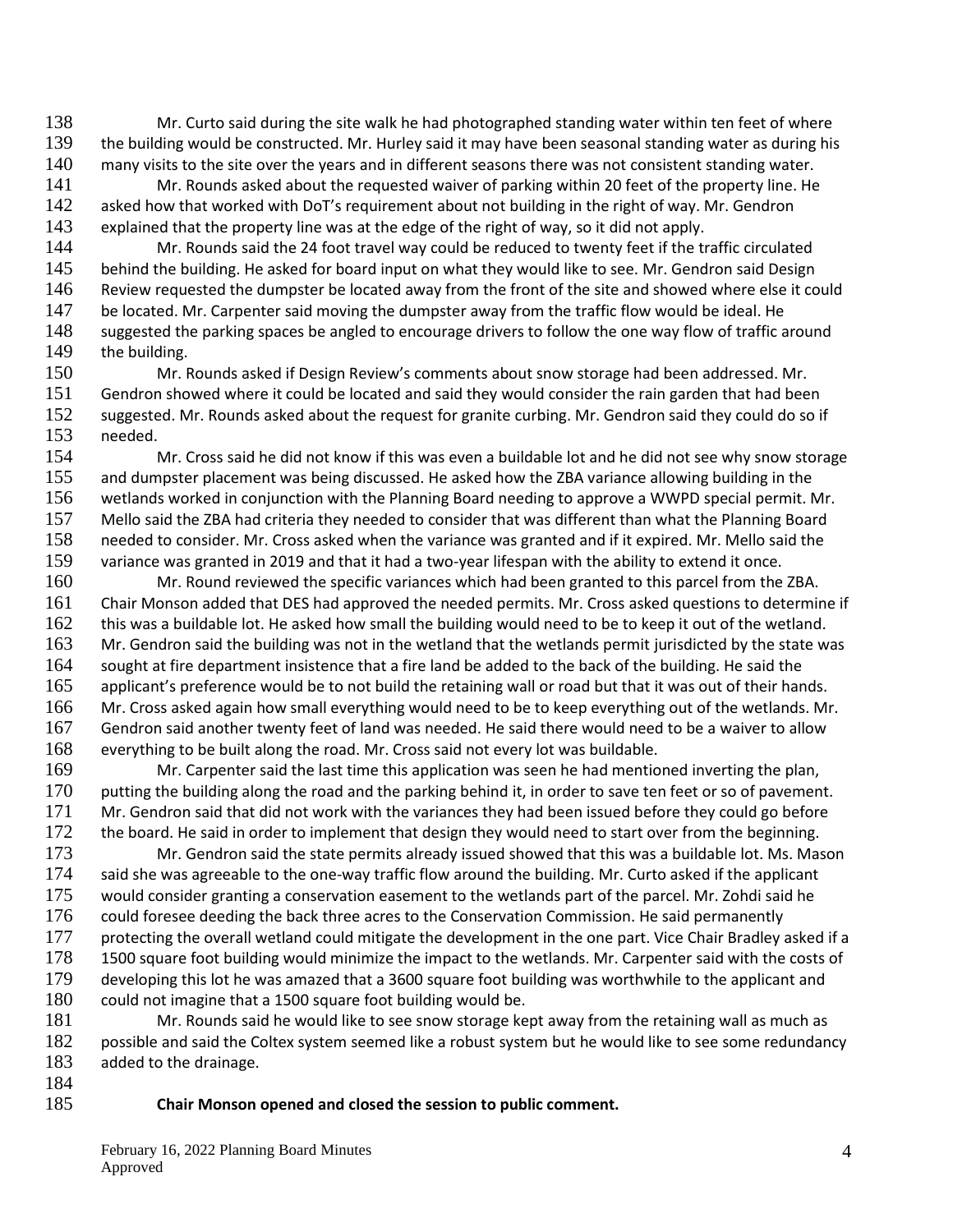Mr. Curto said during the site walk he had photographed standing water within ten feet of where the building would be constructed. Mr. Hurley said it may have been seasonal standing water as during his many visits to the site over the years and in different seasons there was not consistent standing water.

Mr. Rounds asked about the requested waiver of parking within 20 feet of the property line. He asked how that worked with DoT's requirement about not building in the right of way. Mr. Gendron explained that the property line was at the edge of the right of way, so it did not apply.

Mr. Rounds said the 24 foot travel way could be reduced to twenty feet if the traffic circulated behind the building. He asked for board input on what they would like to see. Mr. Gendron said Design Review requested the dumpster be located away from the front of the site and showed where else it could be located. Mr. Carpenter said moving the dumpster away from the traffic flow would be ideal. He suggested the parking spaces be angled to encourage drivers to follow the one way flow of traffic around the building.

Mr. Rounds asked if Design Review's comments about snow storage had been addressed. Mr. Gendron showed where it could be located and said they would consider the rain garden that had been suggested. Mr. Rounds asked about the request for granite curbing. Mr. Gendron said they could do so if needed.

Mr. Cross said he did not know if this was even a buildable lot and he did not see why snow storage and dumpster placement was being discussed. He asked how the ZBA variance allowing building in the wetlands worked in conjunction with the Planning Board needing to approve a WWPD special permit. Mr. Mello said the ZBA had criteria they needed to consider that was different than what the Planning Board needed to consider. Mr. Cross asked when the variance was granted and if it expired. Mr. Mello said the variance was granted in 2019 and that it had a two-year lifespan with the ability to extend it once.

Mr. Round reviewed the specific variances which had been granted to this parcel from the ZBA. Chair Monson added that DES had approved the needed permits. Mr. Cross asked questions to determine if this was a buildable lot. He asked how small the building would need to be to keep it out of the wetland. Mr. Gendron said the building was not in the wetland that the wetlands permit jurisdicted by the state was sought at fire department insistence that a fire land be added to the back of the building. He said the applicant's preference would be to not build the retaining wall or road but that it was out of their hands. Mr. Cross asked again how small everything would need to be to keep everything out of the wetlands. Mr. Gendron said another twenty feet of land was needed. He said there would need to be a waiver to allow everything to be built along the road. Mr. Cross said not every lot was buildable.

Mr. Carpenter said the last time this application was seen he had mentioned inverting the plan, putting the building along the road and the parking behind it, in order to save ten feet or so of pavement. Mr. Gendron said that did not work with the variances they had been issued before they could go before the board. He said in order to implement that design they would need to start over from the beginning.

Mr. Gendron said the state permits already issued showed that this was a buildable lot. Ms. Mason said she was agreeable to the one-way traffic flow around the building. Mr. Curto asked if the applicant would consider granting a conservation easement to the wetlands part of the parcel. Mr. Zohdi said he could foresee deeding the back three acres to the Conservation Commission. He said permanently protecting the overall wetland could mitigate the development in the one part. Vice Chair Bradley asked if a 1500 square foot building would minimize the impact to the wetlands. Mr. Carpenter said with the costs of developing this lot he was amazed that a 3600 square foot building was worthwhile to the applicant and could not imagine that a 1500 square foot building would be.

Mr. Rounds said he would like to see snow storage kept away from the retaining wall as much as possible and said the Coltex system seemed like a robust system but he would like to see some redundancy added to the drainage.

**Chair Monson opened and closed the session to public comment.**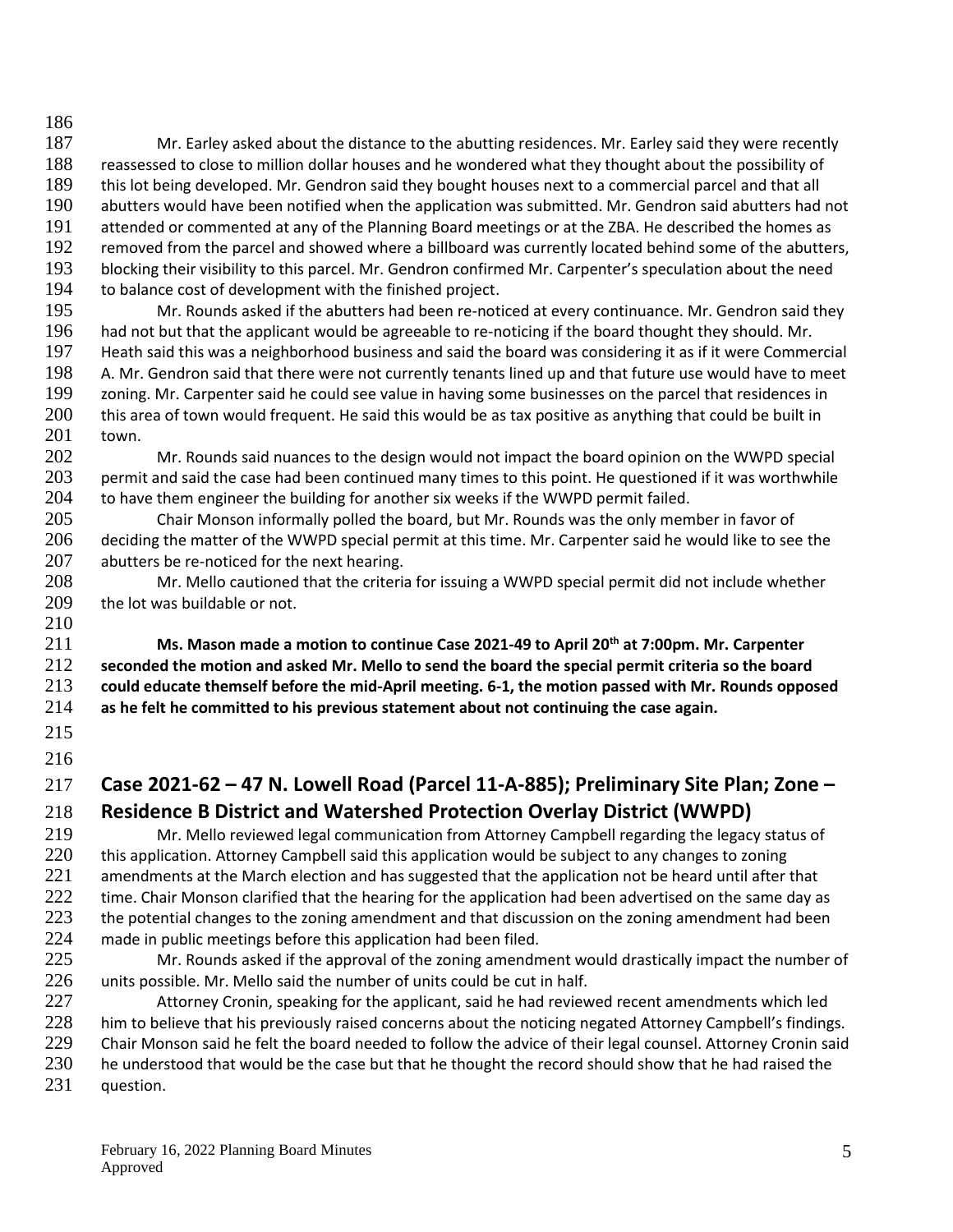Mr. Earley asked about the distance to the abutting residences. Mr. Earley said they were recently reassessed to close to million dollar houses and he wondered what they thought about the possibility of this lot being developed. Mr. Gendron said they bought houses next to a commercial parcel and that all abutters would have been notified when the application was submitted. Mr. Gendron said abutters had not attended or commented at any of the Planning Board meetings or at the ZBA. He described the homes as removed from the parcel and showed where a billboard was currently located behind some of the abutters, blocking their visibility to this parcel. Mr. Gendron confirmed Mr. Carpenter's speculation about the need to balance cost of development with the finished project.

Mr. Rounds asked if the abutters had been re-noticed at every continuance. Mr. Gendron said they had not but that the applicant would be agreeable to re-noticing if the board thought they should. Mr. Heath said this was a neighborhood business and said the board was considering it as if it were Commercial A. Mr. Gendron said that there were not currently tenants lined up and that future use would have to meet zoning. Mr. Carpenter said he could see value in having some businesses on the parcel that residences in this area of town would frequent. He said this would be as tax positive as anything that could be built in town.

Mr. Rounds said nuances to the design would not impact the board opinion on the WWPD special permit and said the case had been continued many times to this point. He questioned if it was worthwhile to have them engineer the building for another six weeks if the WWPD permit failed.

Chair Monson informally polled the board, but Mr. Rounds was the only member in favor of deciding the matter of the WWPD special permit at this time. Mr. Carpenter said he would like to see the abutters be re-noticed for the next hearing.

Mr. Mello cautioned that the criteria for issuing a WWPD special permit did not include whether the lot was buildable or not.

**Ms. Mason made a motion to continue Case 2021-49 to April 20th at 7:00pm. Mr. Carpenter seconded the motion and asked Mr. Mello to send the board the special permit criteria so the board could educate themself before the mid-April meeting. 6-1, the motion passed with Mr. Rounds opposed as he felt he committed to his previous statement about not continuing the case again.**

## Case 2021-62 – 47 N. Lowell Road (Parcel 11-A-885); Preliminary Site Plan; Zone – Residence B District and Watershed Protection Overlay District (WWPD)

Mr. Mello reviewed legal communication from Attorney Campbell regarding the legacy status of this application. Attorney Campbell said this application would be subject to any changes to zoning amendments at the March election and has suggested that the application not be heard until after that time. Chair Monson clarified that the hearing for the application had been advertised on the same day as the potential changes to the zoning amendment and that discussion on the zoning amendment had been made in public meetings before this application had been filed.

Mr. Rounds asked if the approval of the zoning amendment would drastically impact the number of units possible. Mr. Mello said the number of units could be cut in half.

Attorney Cronin, speaking for the applicant, said he had reviewed recent amendments which led him to believe that his previously raised concerns about the noticing negated Attorney Campbell's findings. Chair Monson said he felt the board needed to follow the advice of their legal counsel. Attorney Cronin said he understood that would be the case but that he thought the record should show that he had raised the question.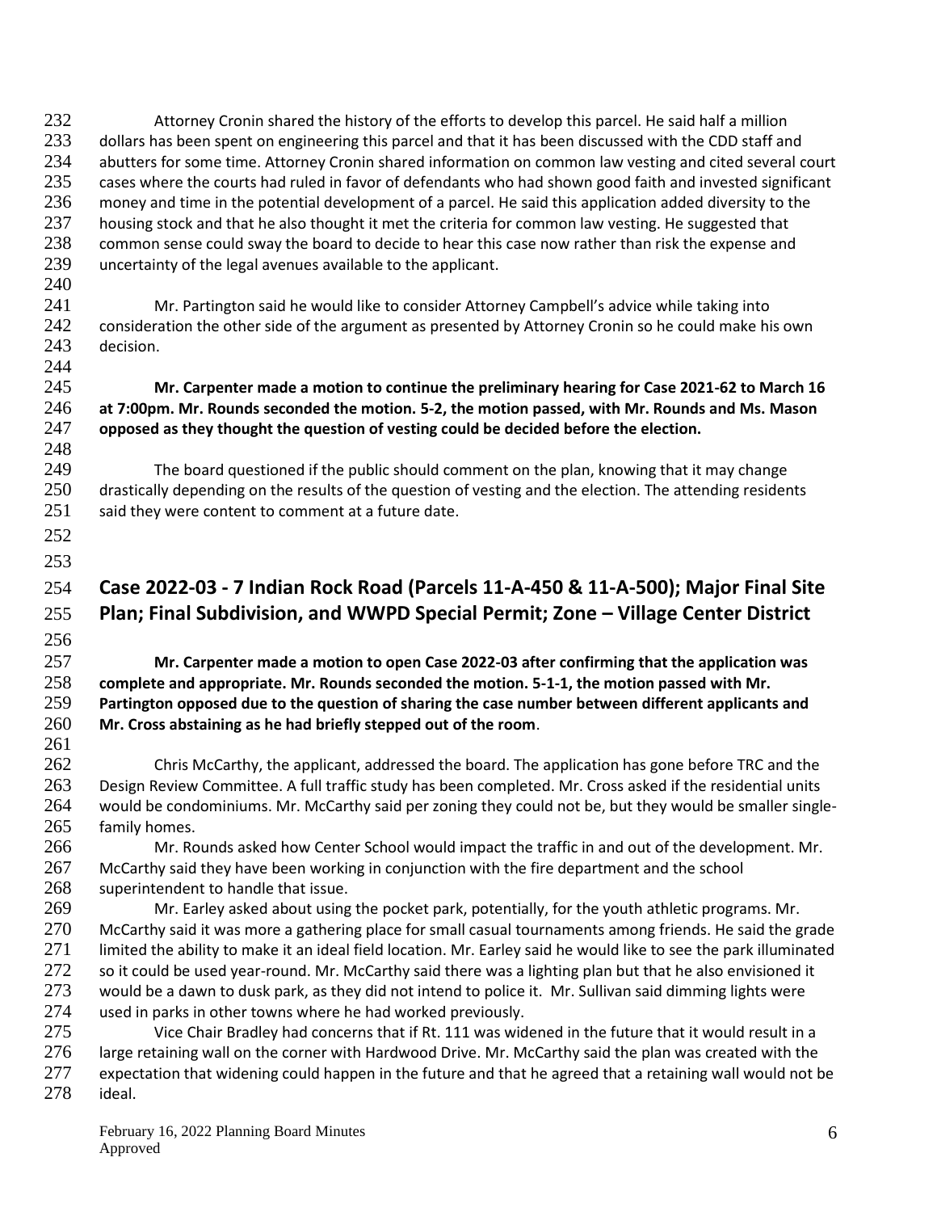Attorney Cronin shared the history of the efforts to develop this parcel. He said half a million dollars has been spent on engineering this parcel and that it has been discussed with the CDD staff and abutters for some time. Attorney Cronin shared information on common law vesting and cited several court cases where the courts had ruled in favor of defendants who had shown good faith and invested significant money and time in the potential development of a parcel. He said this application added diversity to the housing stock and that he also thought it met the criteria for common law vesting. He suggested that common sense could sway the board to decide to hear this case now rather than risk the expense and uncertainty of the legal avenues available to the applicant.

Mr. Partington said he would like to consider Attorney Campbell's advice while taking into consideration the other side of the argument as presented by Attorney Cronin so he could make his own decision.

**Mr. Carpenter made a motion to continue the preliminary hearing for Case 2021-62 to March 16 at 7:00pm. Mr. Rounds seconded the motion. 5-2, the motion passed, with Mr. Rounds and Ms. Mason opposed as they thought the question of vesting could be decided before the election.**

The board questioned if the public should comment on the plan, knowing that it may change drastically depending on the results of the question of vesting and the election. The attending residents said they were content to comment at a future date.

## Case 2022-03 - 7 Indian Rock Road (Parcels 11-A-450 & 11-A-500); Major Final Site Plan; Final Subdivision, and WWPD Special Permit; Zone – Village Center District

**Mr. Carpenter made a motion to open Case 2022-03 after confirming that the application was complete and appropriate. Mr. Rounds seconded the motion. 5-1-1, the motion passed with Mr. Partington opposed due to the question of sharing the case number between different applicants and Mr. Cross abstaining as he had briefly stepped out of the room**.

Chris McCarthy, the applicant, addressed the board. The application has gone before TRC and the Design Review Committee. A full traffic study has been completed. Mr. Cross asked if the residential units would be condominiums. Mr. McCarthy said per zoning they could not be, but they would be smaller single-family homes.

Mr. Rounds asked how Center School would impact the traffic in and out of the development. Mr. McCarthy said they have been working in conjunction with the fire department and the school superintendent to handle that issue.

Mr. Earley asked about using the pocket park, potentially, for the youth athletic programs. Mr. McCarthy said it was more a gathering place for small casual tournaments among friends. He said the grade limited the ability to make it an ideal field location. Mr. Earley said he would like to see the park illuminated so it could be used year-round. Mr. McCarthy said there was a lighting plan but that he also envisioned it would be a dawn to dusk park, as they did not intend to police it. Mr. Sullivan said dimming lights were used in parks in other towns where he had worked previously.

Vice Chair Bradley had concerns that if Rt. 111 was widened in the future that it would result in a large retaining wall on the corner with Hardwood Drive. Mr. McCarthy said the plan was created with the expectation that widening could happen in the future and that he agreed that a retaining wall would not be ideal.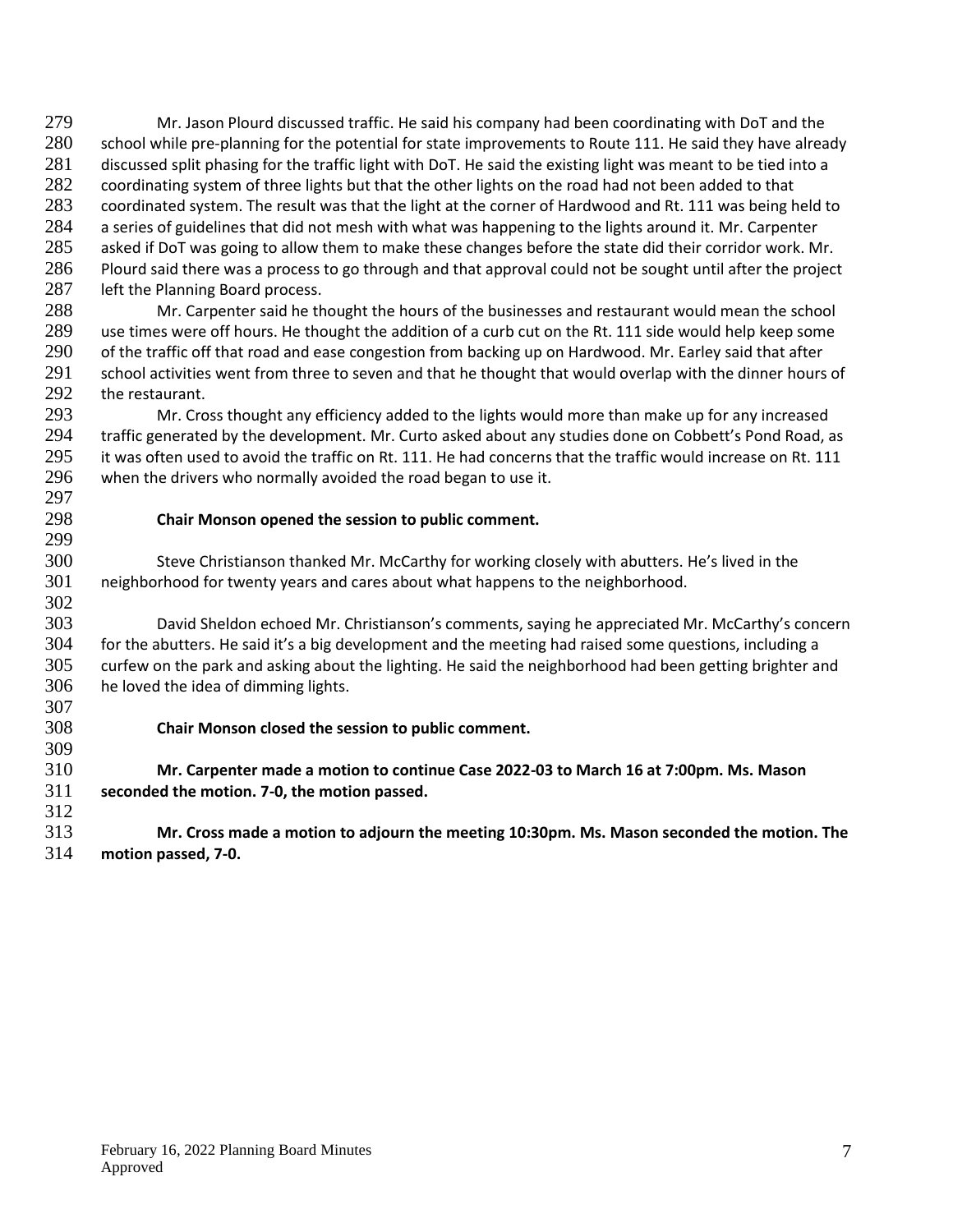Mr. Jason Plourd discussed traffic. He said his company had been coordinating with DoT and the school while pre-planning for the potential for state improvements to Route 111. He said they have already discussed split phasing for the traffic light with DoT. He said the existing light was meant to be tied into a coordinating system of three lights but that the other lights on the road had not been added to that coordinated system. The result was that the light at the corner of Hardwood and Rt. 111 was being held to a series of guidelines that did not mesh with what was happening to the lights around it. Mr. Carpenter asked if DoT was going to allow them to make these changes before the state did their corridor work. Mr. Plourd said there was a process to go through and that approval could not be sought until after the project left the Planning Board process.

Mr. Carpenter said he thought the hours of the businesses and restaurant would mean the school use times were off hours. He thought the addition of a curb cut on the Rt. 111 side would help keep some of the traffic off that road and ease congestion from backing up on Hardwood. Mr. Earley said that after school activities went from three to seven and that he thought that would overlap with the dinner hours of the restaurant.

Mr. Cross thought any efficiency added to the lights would more than make up for any increased traffic generated by the development. Mr. Curto asked about any studies done on Cobbett's Pond Road, as it was often used to avoid the traffic on Rt. 111. He had concerns that the traffic would increase on Rt. 111 when the drivers who normally avoided the road began to use it.

**Chair Monson opened the session to public comment.**

Steve Christianson thanked Mr. McCarthy for working closely with abutters. He's lived in the neighborhood for twenty years and cares about what happens to the neighborhood.

David Sheldon echoed Mr. Christianson's comments, saying he appreciated Mr. McCarthy's concern for the abutters. He said it's a big development and the meeting had raised some questions, including a curfew on the park and asking about the lighting. He said the neighborhood had been getting brighter and he loved the idea of dimming lights.

**Chair Monson closed the session to public comment.**

**Mr. Carpenter made a motion to continue Case 2022-03 to March 16 at 7:00pm. Ms. Mason seconded the motion. 7-0, the motion passed.**

**Mr. Cross made a motion to adjourn the meeting 10:30pm. Ms. Mason seconded the motion. The motion passed, 7-0.**